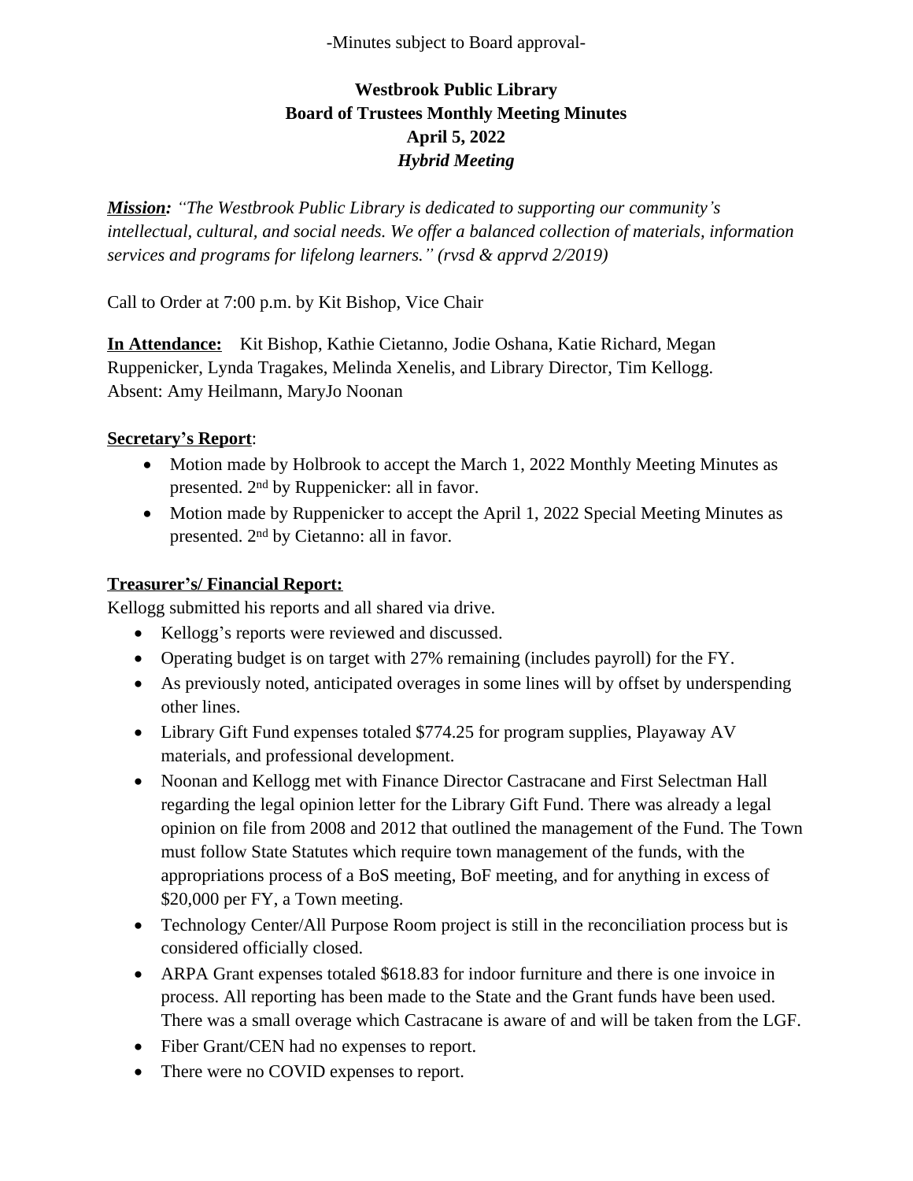-Minutes subject to Board approval-

# Westbrook Public Library
## Board of Trustees Monthly Meeting Minutes
## April 5, 2022
## *Hybrid Meeting*

***Mission:*** *"The Westbrook Public Library is dedicated to supporting our community's intellectual, cultural, and social needs. We offer a balanced collection of materials, information services and programs for lifelong learners." (rvsd & apprvd 2/2019)*

Call to Order at 7:00 p.m. by Kit Bishop, Vice Chair

**In Attendance:** Kit Bishop, Kathie Cietanno, Jodie Oshana, Katie Richard, Megan Ruppenicker, Lynda Tragakes, Melinda Xenelis, and Library Director, Tim Kellogg.
Absent: Amy Heilmann, MaryJo Noonan

**Secretary's Report**:

- Motion made by Holbrook to accept the March 1, 2022 Monthly Meeting Minutes as presented. 2nd by Ruppenicker: all in favor.
- Motion made by Ruppenicker to accept the April 1, 2022 Special Meeting Minutes as presented. 2nd by Cietanno: all in favor.

**Treasurer's/ Financial Report:**

Kellogg submitted his reports and all shared via drive.

- Kellogg's reports were reviewed and discussed.
- Operating budget is on target with 27% remaining (includes payroll) for the FY.
- As previously noted, anticipated overages in some lines will by offset by underspending other lines.
- Library Gift Fund expenses totaled $774.25 for program supplies, Playaway AV materials, and professional development.
- Noonan and Kellogg met with Finance Director Castracane and First Selectman Hall regarding the legal opinion letter for the Library Gift Fund. There was already a legal opinion on file from 2008 and 2012 that outlined the management of the Fund. The Town must follow State Statutes which require town management of the funds, with the appropriations process of a BoS meeting, BoF meeting, and for anything in excess of $20,000 per FY, a Town meeting.
- Technology Center/All Purpose Room project is still in the reconciliation process but is considered officially closed.
- ARPA Grant expenses totaled $618.83 for indoor furniture and there is one invoice in process. All reporting has been made to the State and the Grant funds have been used. There was a small overage which Castracane is aware of and will be taken from the LGF.
- Fiber Grant/CEN had no expenses to report.
- There were no COVID expenses to report.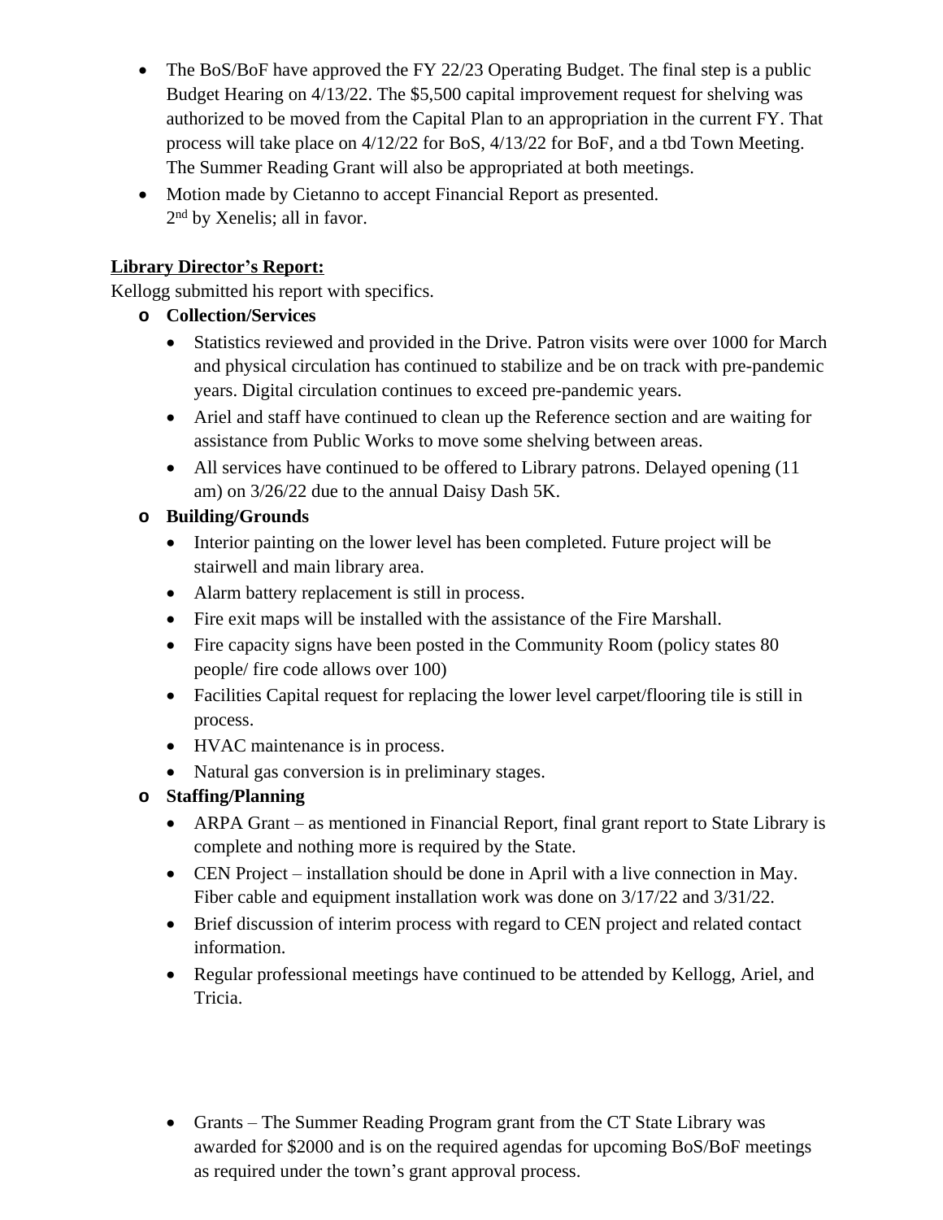- The BoS/BoF have approved the FY 22/23 Operating Budget. The final step is a public Budget Hearing on 4/13/22. The $5,500 capital improvement request for shelving was authorized to be moved from the Capital Plan to an appropriation in the current FY. That process will take place on 4/12/22 for BoS, 4/13/22 for BoF, and a tbd Town Meeting. The Summer Reading Grant will also be appropriated at both meetings.
- Motion made by Cietanno to accept Financial Report as presented.
  2nd by Xenelis; all in favor.

**Library Director's Report:**

Kellogg submitted his report with specifics.

- **Collection/Services**
  - Statistics reviewed and provided in the Drive. Patron visits were over 1000 for March and physical circulation has continued to stabilize and be on track with pre-pandemic years. Digital circulation continues to exceed pre-pandemic years.
  - Ariel and staff have continued to clean up the Reference section and are waiting for assistance from Public Works to move some shelving between areas.
  - All services have continued to be offered to Library patrons. Delayed opening (11 am) on 3/26/22 due to the annual Daisy Dash 5K.
- **Building/Grounds**
  - Interior painting on the lower level has been completed. Future project will be stairwell and main library area.
  - Alarm battery replacement is still in process.
  - Fire exit maps will be installed with the assistance of the Fire Marshall.
  - Fire capacity signs have been posted in the Community Room (policy states 80 people/ fire code allows over 100)
  - Facilities Capital request for replacing the lower level carpet/flooring tile is still in process.
  - HVAC maintenance is in process.
  - Natural gas conversion is in preliminary stages.
- **Staffing/Planning**
  - ARPA Grant – as mentioned in Financial Report, final grant report to State Library is complete and nothing more is required by the State.
  - CEN Project – installation should be done in April with a live connection in May. Fiber cable and equipment installation work was done on 3/17/22 and 3/31/22.
  - Brief discussion of interim process with regard to CEN project and related contact information.
  - Regular professional meetings have continued to be attended by Kellogg, Ariel, and Tricia.
  - Grants – The Summer Reading Program grant from the CT State Library was awarded for $2000 and is on the required agendas for upcoming BoS/BoF meetings as required under the town's grant approval process.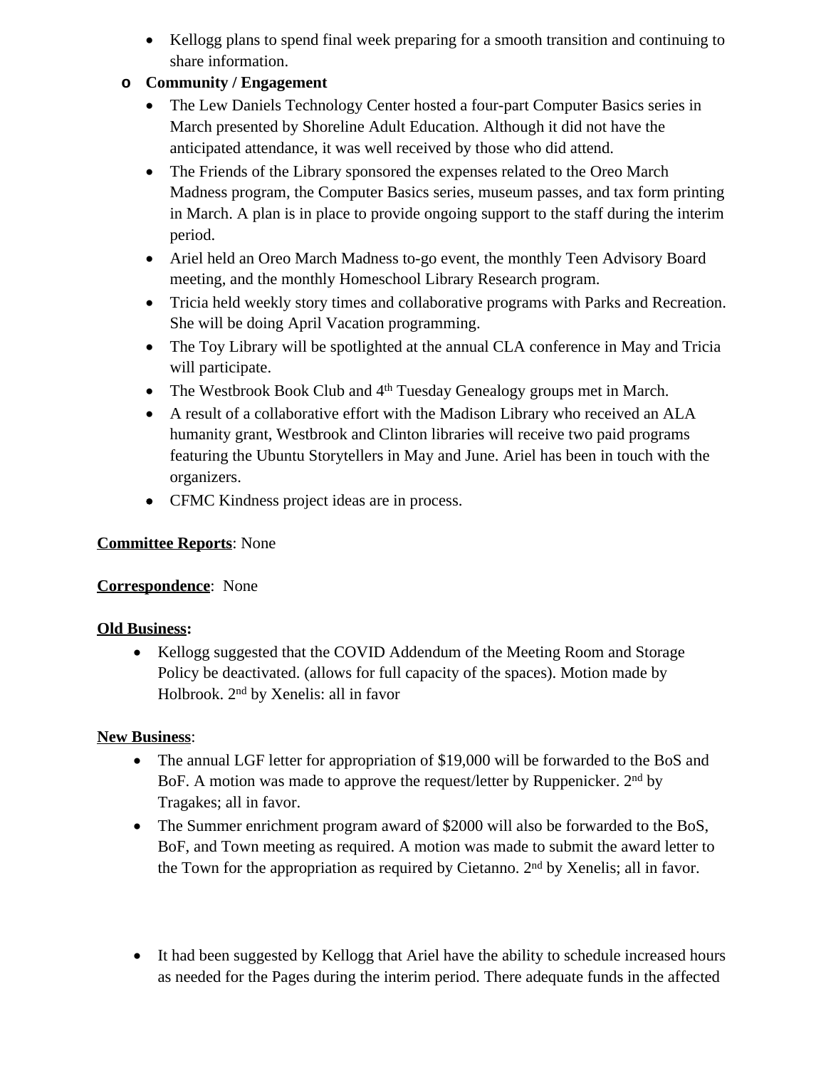- Kellogg plans to spend final week preparing for a smooth transition and continuing to share information.

- **Community / Engagement**
  - The Lew Daniels Technology Center hosted a four-part Computer Basics series in March presented by Shoreline Adult Education. Although it did not have the anticipated attendance, it was well received by those who did attend.
  - The Friends of the Library sponsored the expenses related to the Oreo March Madness program, the Computer Basics series, museum passes, and tax form printing in March. A plan is in place to provide ongoing support to the staff during the interim period.
  - Ariel held an Oreo March Madness to-go event, the monthly Teen Advisory Board meeting, and the monthly Homeschool Library Research program.
  - Tricia held weekly story times and collaborative programs with Parks and Recreation. She will be doing April Vacation programming.
  - The Toy Library will be spotlighted at the annual CLA conference in May and Tricia will participate.
  - The Westbrook Book Club and 4th Tuesday Genealogy groups met in March.
  - A result of a collaborative effort with the Madison Library who received an ALA humanity grant, Westbrook and Clinton libraries will receive two paid programs featuring the Ubuntu Storytellers in May and June. Ariel has been in touch with the organizers.
  - CFMC Kindness project ideas are in process.

**Committee Reports**: None

**Correspondence**: None

**Old Business:**

- Kellogg suggested that the COVID Addendum of the Meeting Room and Storage Policy be deactivated. (allows for full capacity of the spaces). Motion made by Holbrook. 2nd by Xenelis: all in favor

**New Business**:

- The annual LGF letter for appropriation of $19,000 will be forwarded to the BoS and BoF. A motion was made to approve the request/letter by Ruppenicker. 2nd by Tragakes; all in favor.
- The Summer enrichment program award of $2000 will also be forwarded to the BoS, BoF, and Town meeting as required. A motion was made to submit the award letter to the Town for the appropriation as required by Cietanno. 2nd by Xenelis; all in favor.

- It had been suggested by Kellogg that Ariel have the ability to schedule increased hours as needed for the Pages during the interim period. There adequate funds in the affected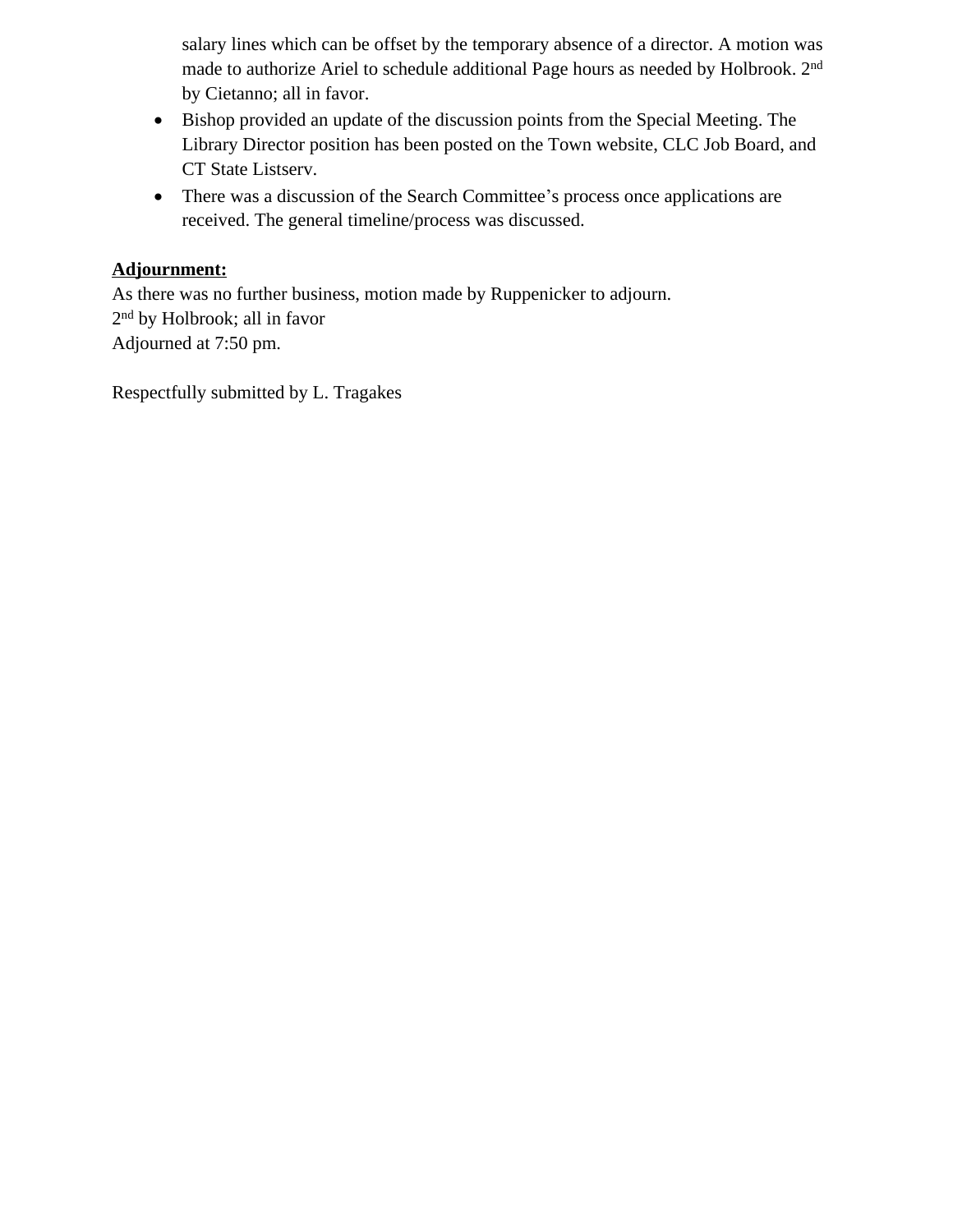salary lines which can be offset by the temporary absence of a director. A motion was made to authorize Ariel to schedule additional Page hours as needed by Holbrook. 2nd by Cietanno; all in favor.

- Bishop provided an update of the discussion points from the Special Meeting. The Library Director position has been posted on the Town website, CLC Job Board, and CT State Listserv.
- There was a discussion of the Search Committee's process once applications are received. The general timeline/process was discussed.

**Adjournment:**

As there was no further business, motion made by Ruppenicker to adjourn.
2nd by Holbrook; all in favor
Adjourned at 7:50 pm.

Respectfully submitted by L. Tragakes